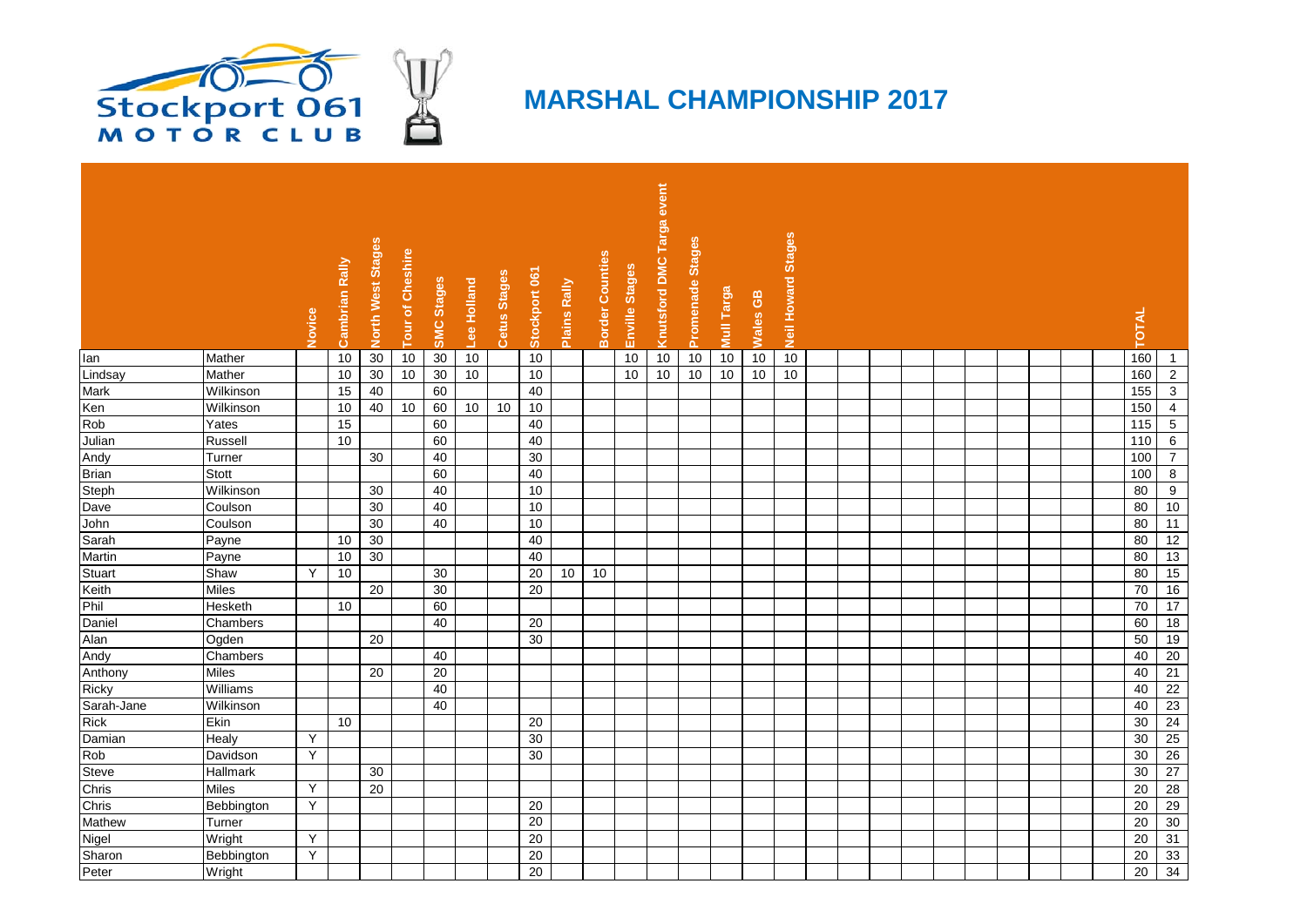# MARSHAL CHAMPIONSHIP 2017

| | | Novice | Cambrian Rally | North West Stages | Tour of Cheshire | SMC Stages | Lee Holland | Cetus Stages | Stockport 061 | Plains Rally | Border Counties | Enville Stages | Knutsford DMC Targa event | Promenade Stages | Mull Targa | Wales GB | Neil Howard Stages | | | | | | | | | | | TOTAL | |
|---|---|---|---|---|---|---|---|---|---|---|---|---|---|---|---|---|---|---|---|---|---|---|---|---|---|---|---|---|---|
| Ian | Mather | | 10 | 30 | 10 | 30 | 10 | | 10 | | | 10 | 10 | 10 | 10 | 10 | 10 | | | | | | | | | | | 160 | 1 |
| Lindsay | Mather | | 10 | 30 | 10 | 30 | 10 | | 10 | | | 10 | 10 | 10 | 10 | 10 | 10 | | | | | | | | | | | 160 | 2 |
| Mark | Wilkinson | | 15 | 40 | | 60 | | | 40 | | | | | | | | | | | | | | | | | | | 155 | 3 |
| Ken | Wilkinson | | 10 | 40 | 10 | 60 | 10 | 10 | 10 | | | | | | | | | | | | | | | | | | | 150 | 4 |
| Rob | Yates | | 15 | | | 60 | | | 40 | | | | | | | | | | | | | | | | | | | 115 | 5 |
| Julian | Russell | | 10 | | | 60 | | | 40 | | | | | | | | | | | | | | | | | | | 110 | 6 |
| Andy | Turner | | | 30 | | 40 | | | 30 | | | | | | | | | | | | | | | | | | | 100 | 7 |
| Brian | Stott | | | | | 60 | | | 40 | | | | | | | | | | | | | | | | | | | 100 | 8 |
| Steph | Wilkinson | | | 30 | | 40 | | | 10 | | | | | | | | | | | | | | | | | | | 80 | 9 |
| Dave | Coulson | | | 30 | | 40 | | | 10 | | | | | | | | | | | | | | | | | | | 80 | 10 |
| John | Coulson | | | 30 | | 40 | | | 10 | | | | | | | | | | | | | | | | | | | 80 | 11 |
| Sarah | Payne | | 10 | 30 | | | | | 40 | | | | | | | | | | | | | | | | | | | 80 | 12 |
| Martin | Payne | | 10 | 30 | | | | | 40 | | | | | | | | | | | | | | | | | | | 80 | 13 |
| Stuart | Shaw | Y | 10 | | | 30 | | | 20 | 10 | 10 | | | | | | | | | | | | | | | | | 80 | 15 |
| Keith | Miles | | | 20 | | 30 | | | 20 | | | | | | | | | | | | | | | | | | | 70 | 16 |
| Phil | Hesketh | | 10 | | | 60 | | | | | | | | | | | | | | | | | | | | | | 70 | 17 |
| Daniel | Chambers | | | | | 40 | | | 20 | | | | | | | | | | | | | | | | | | | 60 | 18 |
| Alan | Ogden | | | 20 | | | | | 30 | | | | | | | | | | | | | | | | | | | 50 | 19 |
| Andy | Chambers | | | | | 40 | | | | | | | | | | | | | | | | | | | | | | 40 | 20 |
| Anthony | Miles | | | 20 | | 20 | | | | | | | | | | | | | | | | | | | | | | 40 | 21 |
| Ricky | Williams | | | | | 40 | | | | | | | | | | | | | | | | | | | | | | 40 | 22 |
| Sarah-Jane | Wilkinson | | | | | 40 | | | | | | | | | | | | | | | | | | | | | | 40 | 23 |
| Rick | Ekin | | 10 | | | | | | 20 | | | | | | | | | | | | | | | | | | | 30 | 24 |
| Damian | Healy | Y | | | | | | | 30 | | | | | | | | | | | | | | | | | | | 30 | 25 |
| Rob | Davidson | Y | | | | | | | 30 | | | | | | | | | | | | | | | | | | | 30 | 26 |
| Steve | Hallmark | | | 30 | | | | | | | | | | | | | | | | | | | | | | | | 30 | 27 |
| Chris | Miles | Y | | 20 | | | | | | | | | | | | | | | | | | | | | | | | 20 | 28 |
| Chris | Bebbington | Y | | | | | | | 20 | | | | | | | | | | | | | | | | | | | 20 | 29 |
| Mathew | Turner | | | | | | | | 20 | | | | | | | | | | | | | | | | | | | 20 | 30 |
| Nigel | Wright | Y | | | | | | | 20 | | | | | | | | | | | | | | | | | | | 20 | 31 |
| Sharon | Bebbington | Y | | | | | | | 20 | | | | | | | | | | | | | | | | | | | 20 | 33 |
| Peter | Wright | | | | | | | | 20 | | | | | | | | | | | | | | | | | | | 20 | 34 |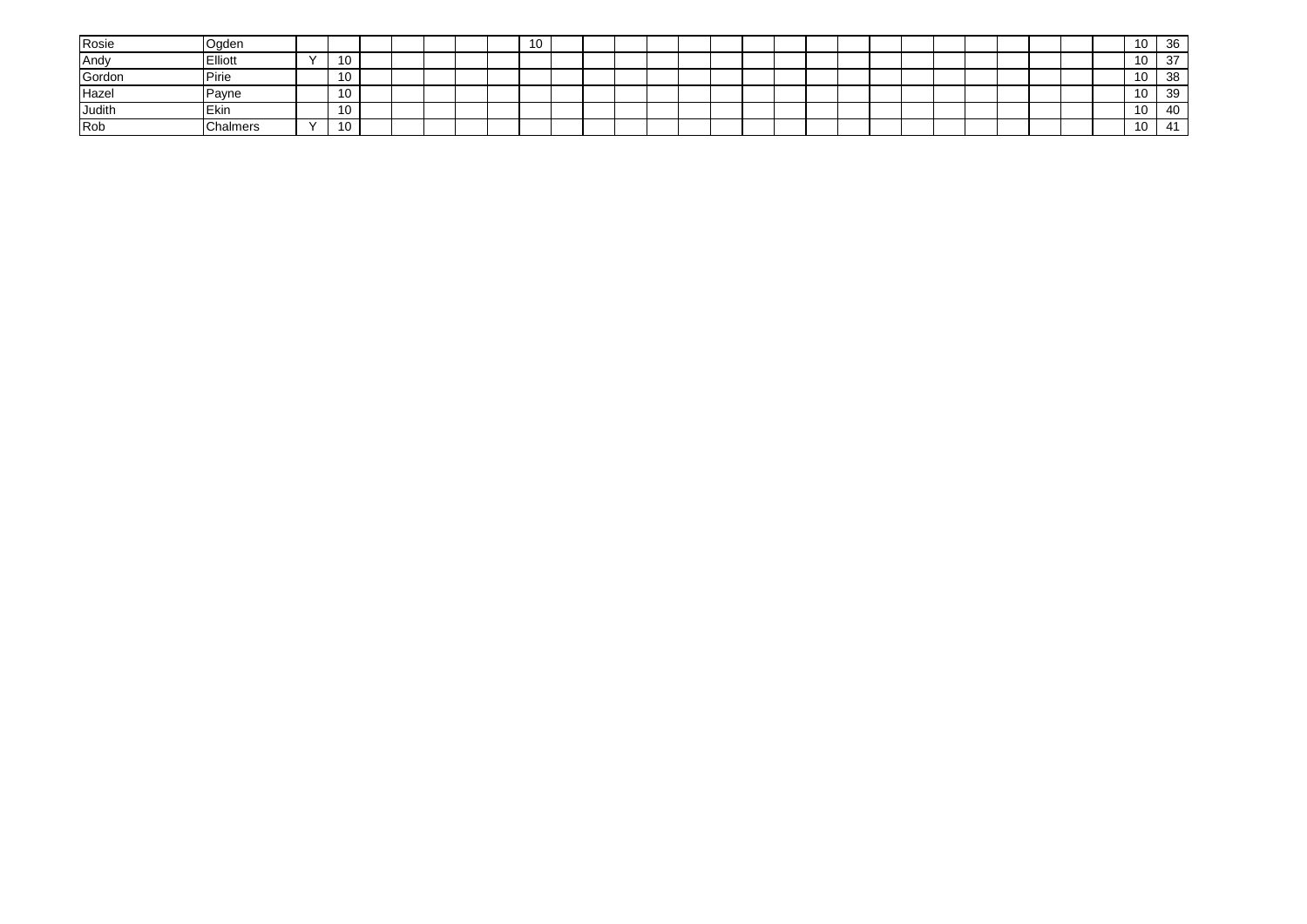| | | | | | | | | | | | | | | | | | | | | | | | | | | | | | |
|---|---|---|---|---|---|---|---|---|---|---|---|---|---|---|---|---|---|---|---|---|---|---|---|---|---|---|---|---|---|
| Rosie | Ogden | | | | | | | | 10 | | | | | | | | | | | | | | | | | | | 10 | 36 |
| Andy | Elliott | Y | 10 | | | | | | | | | | | | | | | | | | | | | | | | | 10 | 37 |
| Gordon | Pirie | | 10 | | | | | | | | | | | | | | | | | | | | | | | | | 10 | 38 |
| Hazel | Payne | | 10 | | | | | | | | | | | | | | | | | | | | | | | | | 10 | 39 |
| Judith | Ekin | | 10 | | | | | | | | | | | | | | | | | | | | | | | | | 10 | 40 |
| Rob | Chalmers | Y | 10 | | | | | | | | | | | | | | | | | | | | | | | | | 10 | 41 |